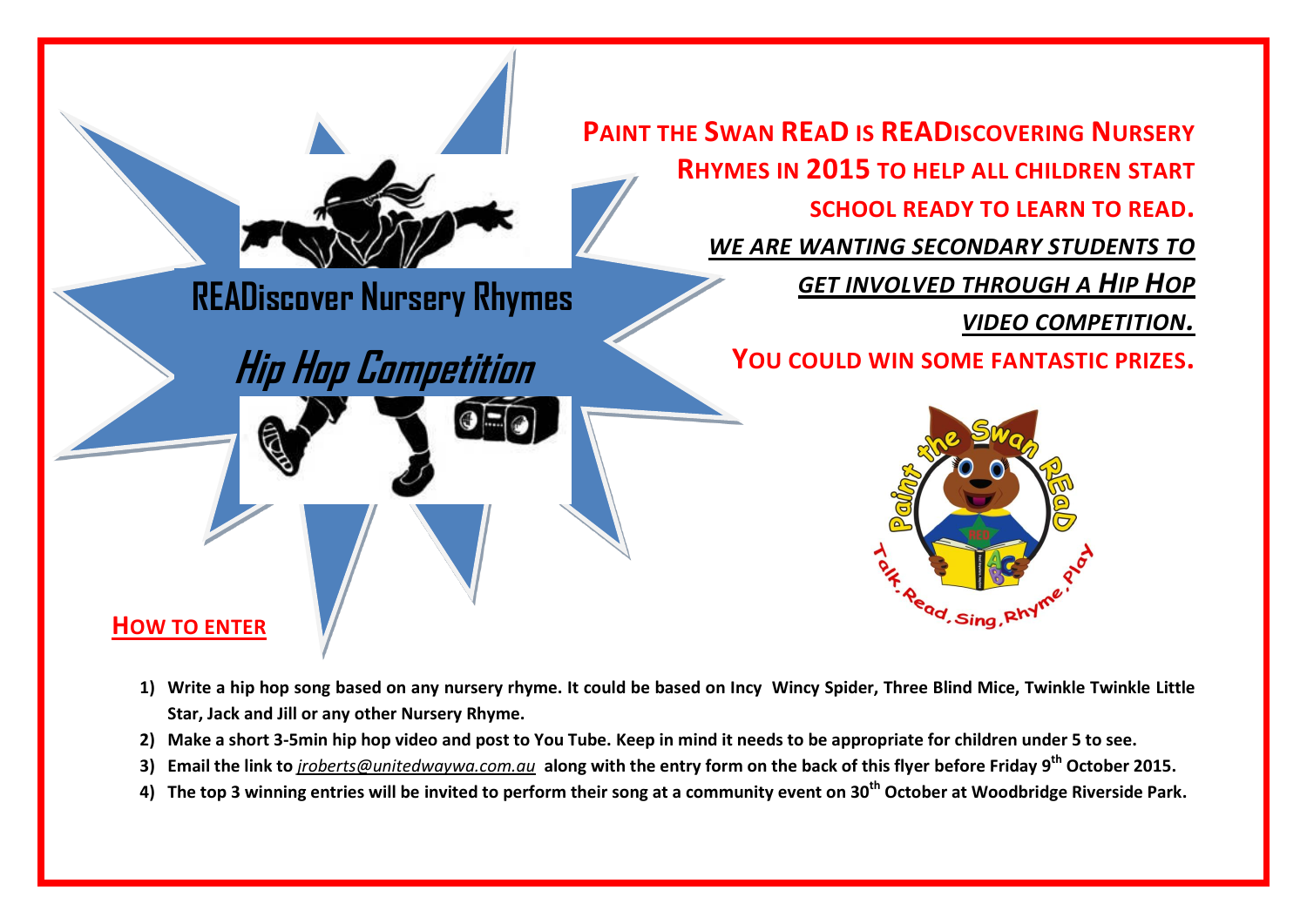# READiscover Nursery Rhymes

## *Hip Hop Competition*

**Paint the Swan REaD is READiscovering Nursery Rhymes in 2015 to help all children start school ready to learn to read.**

***WE ARE WANTING SECONDARY STUDENTS TO GET INVOLVED THROUGH A HIP HOP VIDEO COMPETITION.***

**You could win some fantastic prizes.**

Paint the Swan REaD

Talk, Read, Sing, Rhyme, Play

## How to enter

1) **Write a hip hop song based on any nursery rhyme. It could be based on Incy Wincy Spider, Three Blind Mice, Twinkle Twinkle Little Star, Jack and Jill or any other Nursery Rhyme.**
2) **Make a short 3-5min hip hop video and post to You Tube. Keep in mind it needs to be appropriate for children under 5 to see.**
3) **Email the link to *jroberts@unitedwaywa.com.au* along with the entry form on the back of this flyer before Friday 9th October 2015.**
4) **The top 3 winning entries will be invited to perform their song at a community event on 30th October at Woodbridge Riverside Park.**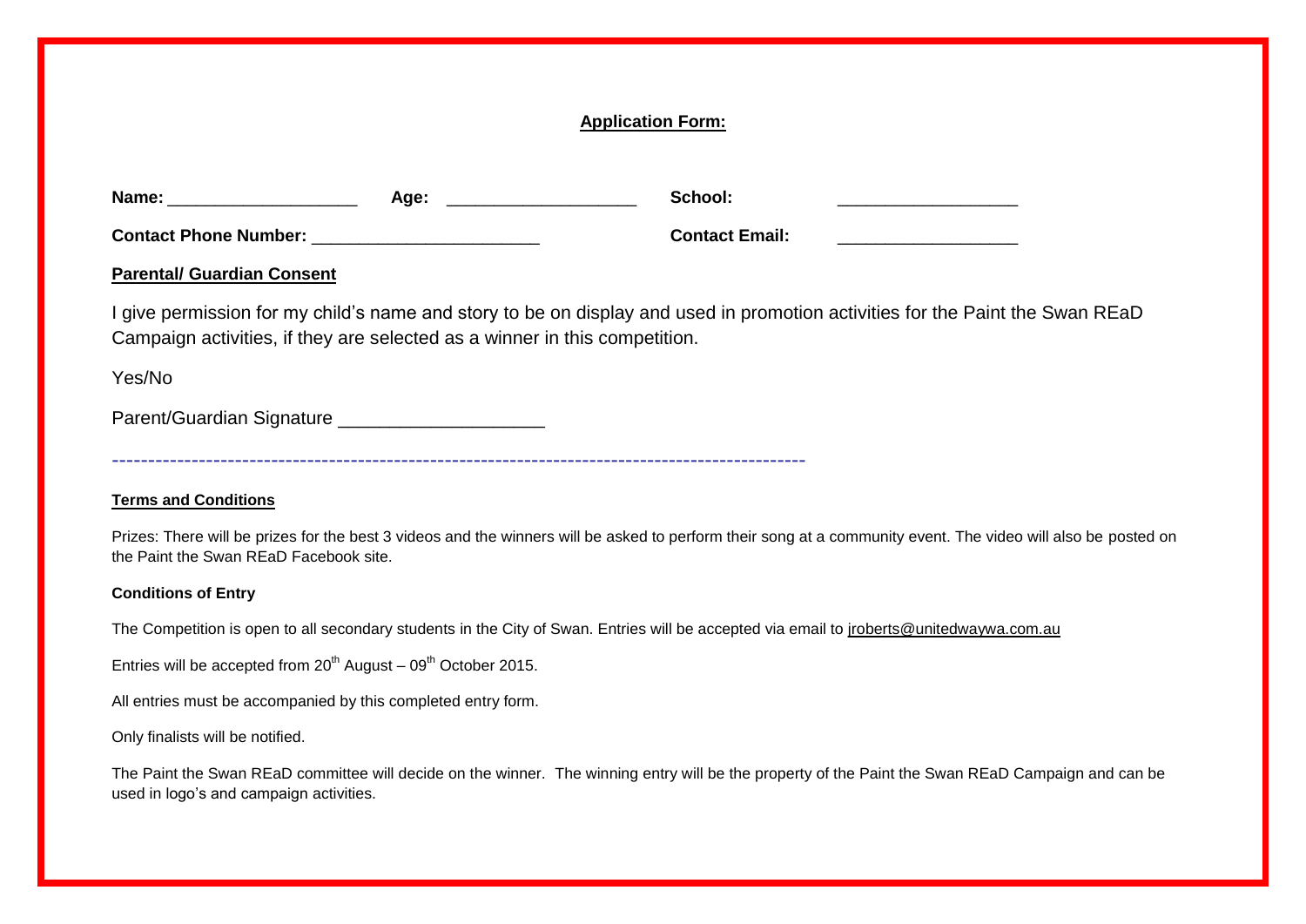## **Application Form:**

**Name:** ____________________ **Age:** ____________________ **School:** ____________________

**Contact Phone Number:** ________________________ **Contact Email:** ____________________

**Parental/ Guardian Consent**

I give permission for my child's name and story to be on display and used in promotion activities for the Paint the Swan REaD Campaign activities, if they are selected as a winner in this competition.

Yes/No

Parent/Guardian Signature ____________________

---

**Terms and Conditions**

Prizes: There will be prizes for the best 3 videos and the winners will be asked to perform their song at a community event. The video will also be posted on the Paint the Swan REaD Facebook site.

**Conditions of Entry**

The Competition is open to all secondary students in the City of Swan. Entries will be accepted via email to jroberts@unitedwaywa.com.au

Entries will be accepted from 20th August – 09th October 2015.

All entries must be accompanied by this completed entry form.

Only finalists will be notified.

The Paint the Swan REaD committee will decide on the winner. The winning entry will be the property of the Paint the Swan REaD Campaign and can be used in logo's and campaign activities.